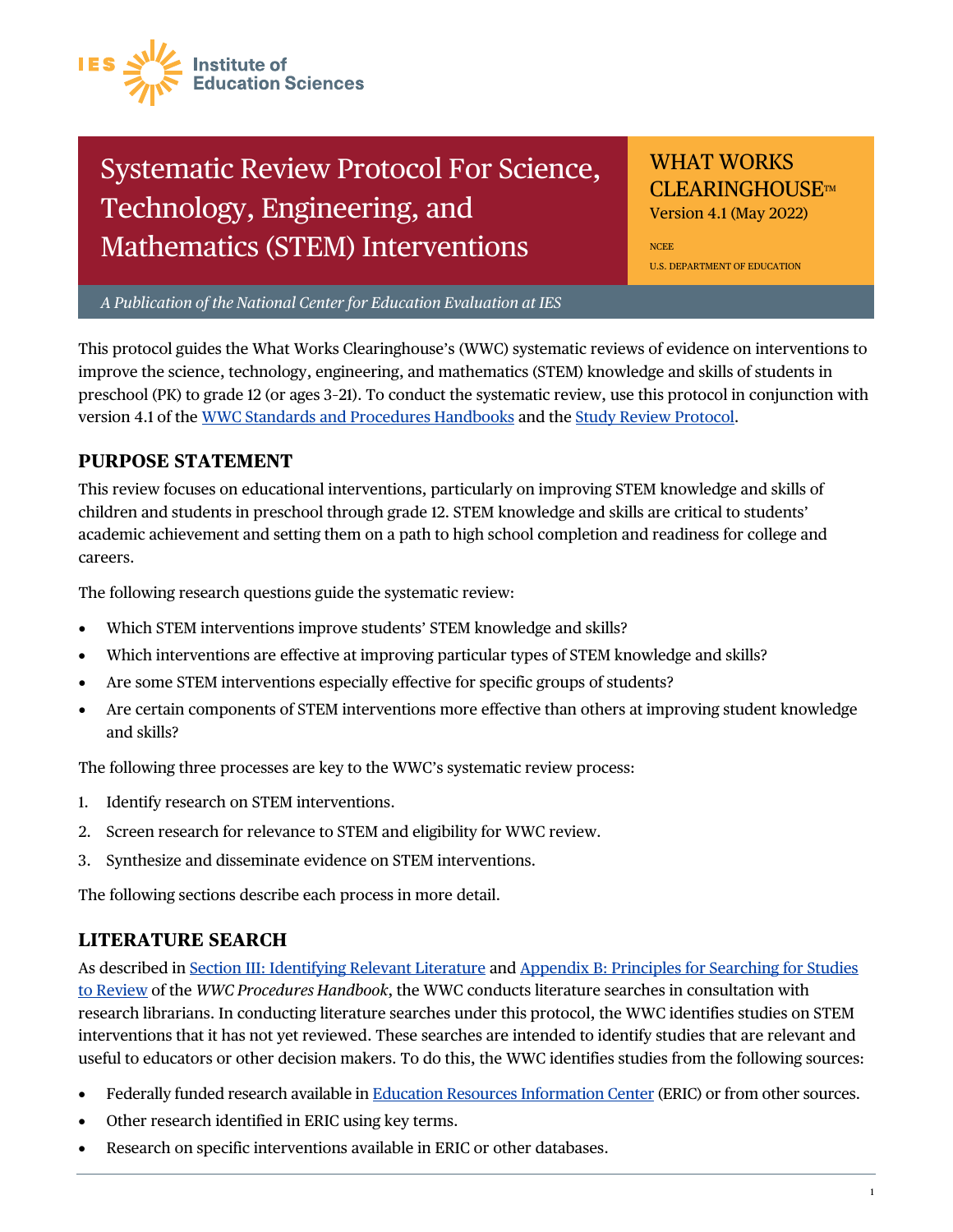IES Institute of Education Sciences

# Systematic Review Protocol For Science, Technology, Engineering, and Mathematics (STEM) Interventions

WHAT WORKS CLEARINGHOUSE™
Version 4.1 (May 2022)

NCEE
U.S. DEPARTMENT OF EDUCATION

*A Publication of the National Center for Education Evaluation at IES*

This protocol guides the What Works Clearinghouse's (WWC) systematic reviews of evidence on interventions to improve the science, technology, engineering, and mathematics (STEM) knowledge and skills of students in preschool (PK) to grade 12 (or ages 3-21). To conduct the systematic review, use this protocol in conjunction with version 4.1 of the WWC Standards and Procedures Handbooks and the Study Review Protocol.

## PURPOSE STATEMENT

This review focuses on educational interventions, particularly on improving STEM knowledge and skills of children and students in preschool through grade 12. STEM knowledge and skills are critical to students' academic achievement and setting them on a path to high school completion and readiness for college and careers.

The following research questions guide the systematic review:

- Which STEM interventions improve students' STEM knowledge and skills?
- Which interventions are effective at improving particular types of STEM knowledge and skills?
- Are some STEM interventions especially effective for specific groups of students?
- Are certain components of STEM interventions more effective than others at improving student knowledge and skills?

The following three processes are key to the WWC's systematic review process:

1. Identify research on STEM interventions.
2. Screen research for relevance to STEM and eligibility for WWC review.
3. Synthesize and disseminate evidence on STEM interventions.

The following sections describe each process in more detail.

## LITERATURE SEARCH

As described in Section III: Identifying Relevant Literature and Appendix B: Principles for Searching for Studies to Review of the *WWC Procedures Handbook*, the WWC conducts literature searches in consultation with research librarians. In conducting literature searches under this protocol, the WWC identifies studies on STEM interventions that it has not yet reviewed. These searches are intended to identify studies that are relevant and useful to educators or other decision makers. To do this, the WWC identifies studies from the following sources:

- Federally funded research available in Education Resources Information Center (ERIC) or from other sources.
- Other research identified in ERIC using key terms.
- Research on specific interventions available in ERIC or other databases.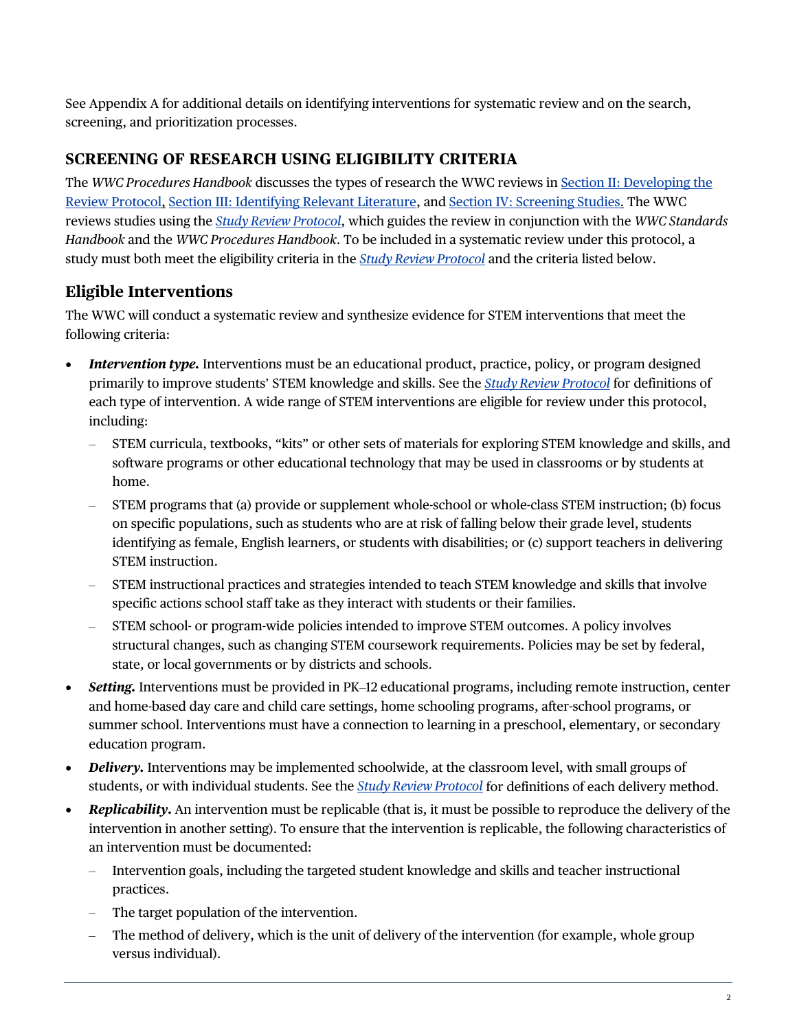See Appendix A for additional details on identifying interventions for systematic review and on the search, screening, and prioritization processes.

## SCREENING OF RESEARCH USING ELIGIBILITY CRITERIA

The *WWC Procedures Handbook* discusses the types of research the WWC reviews in Section II: Developing the Review Protocol, Section III: Identifying Relevant Literature, and Section IV: Screening Studies. The WWC reviews studies using the *Study Review Protocol*, which guides the review in conjunction with the *WWC Standards Handbook* and the *WWC Procedures Handbook*. To be included in a systematic review under this protocol, a study must both meet the eligibility criteria in the *Study Review Protocol* and the criteria listed below.

### Eligible Interventions

The WWC will conduct a systematic review and synthesize evidence for STEM interventions that meet the following criteria:

- ***Intervention type.*** Interventions must be an educational product, practice, policy, or program designed primarily to improve students' STEM knowledge and skills. See the *Study Review Protocol* for definitions of each type of intervention. A wide range of STEM interventions are eligible for review under this protocol, including:
  - STEM curricula, textbooks, "kits" or other sets of materials for exploring STEM knowledge and skills, and software programs or other educational technology that may be used in classrooms or by students at home.
  - STEM programs that (a) provide or supplement whole-school or whole-class STEM instruction; (b) focus on specific populations, such as students who are at risk of falling below their grade level, students identifying as female, English learners, or students with disabilities; or (c) support teachers in delivering STEM instruction.
  - STEM instructional practices and strategies intended to teach STEM knowledge and skills that involve specific actions school staff take as they interact with students or their families.
  - STEM school- or program-wide policies intended to improve STEM outcomes. A policy involves structural changes, such as changing STEM coursework requirements. Policies may be set by federal, state, or local governments or by districts and schools.
- ***Setting.*** Interventions must be provided in PK–12 educational programs, including remote instruction, center and home-based day care and child care settings, home schooling programs, after-school programs, or summer school. Interventions must have a connection to learning in a preschool, elementary, or secondary education program.
- ***Delivery.*** Interventions may be implemented schoolwide, at the classroom level, with small groups of students, or with individual students. See the *Study Review Protocol* for definitions of each delivery method.
- ***Replicability.*** An intervention must be replicable (that is, it must be possible to reproduce the delivery of the intervention in another setting). To ensure that the intervention is replicable, the following characteristics of an intervention must be documented:
  - Intervention goals, including the targeted student knowledge and skills and teacher instructional practices.
  - The target population of the intervention.
  - The method of delivery, which is the unit of delivery of the intervention (for example, whole group versus individual).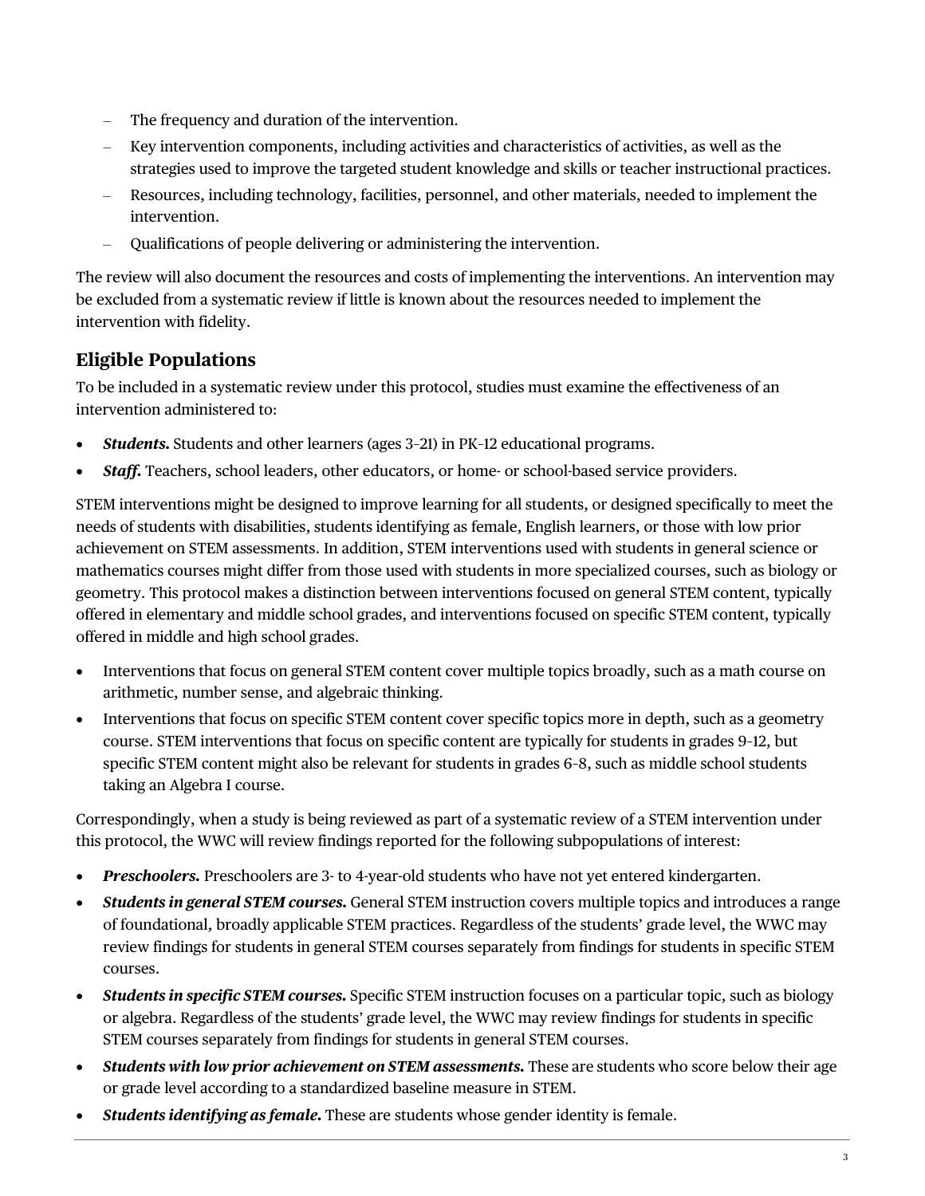- The frequency and duration of the intervention.
  - Key intervention components, including activities and characteristics of activities, as well as the strategies used to improve the targeted student knowledge and skills or teacher instructional practices.
  - Resources, including technology, facilities, personnel, and other materials, needed to implement the intervention.
  - Qualifications of people delivering or administering the intervention.

The review will also document the resources and costs of implementing the interventions. An intervention may be excluded from a systematic review if little is known about the resources needed to implement the intervention with fidelity.

## Eligible Populations

To be included in a systematic review under this protocol, studies must examine the effectiveness of an intervention administered to:

- ***Students.*** Students and other learners (ages 3–21) in PK–12 educational programs.
- ***Staff.*** Teachers, school leaders, other educators, or home- or school-based service providers.

STEM interventions might be designed to improve learning for all students, or designed specifically to meet the needs of students with disabilities, students identifying as female, English learners, or those with low prior achievement on STEM assessments. In addition, STEM interventions used with students in general science or mathematics courses might differ from those used with students in more specialized courses, such as biology or geometry. This protocol makes a distinction between interventions focused on general STEM content, typically offered in elementary and middle school grades, and interventions focused on specific STEM content, typically offered in middle and high school grades.

- Interventions that focus on general STEM content cover multiple topics broadly, such as a math course on arithmetic, number sense, and algebraic thinking.
- Interventions that focus on specific STEM content cover specific topics more in depth, such as a geometry course. STEM interventions that focus on specific content are typically for students in grades 9–12, but specific STEM content might also be relevant for students in grades 6–8, such as middle school students taking an Algebra I course.

Correspondingly, when a study is being reviewed as part of a systematic review of a STEM intervention under this protocol, the WWC will review findings reported for the following subpopulations of interest:

- ***Preschoolers.*** Preschoolers are 3- to 4-year-old students who have not yet entered kindergarten.
- ***Students in general STEM courses.*** General STEM instruction covers multiple topics and introduces a range of foundational, broadly applicable STEM practices. Regardless of the students' grade level, the WWC may review findings for students in general STEM courses separately from findings for students in specific STEM courses.
- ***Students in specific STEM courses.*** Specific STEM instruction focuses on a particular topic, such as biology or algebra. Regardless of the students' grade level, the WWC may review findings for students in specific STEM courses separately from findings for students in general STEM courses.
- ***Students with low prior achievement on STEM assessments.*** These are students who score below their age or grade level according to a standardized baseline measure in STEM.
- ***Students identifying as female.*** These are students whose gender identity is female.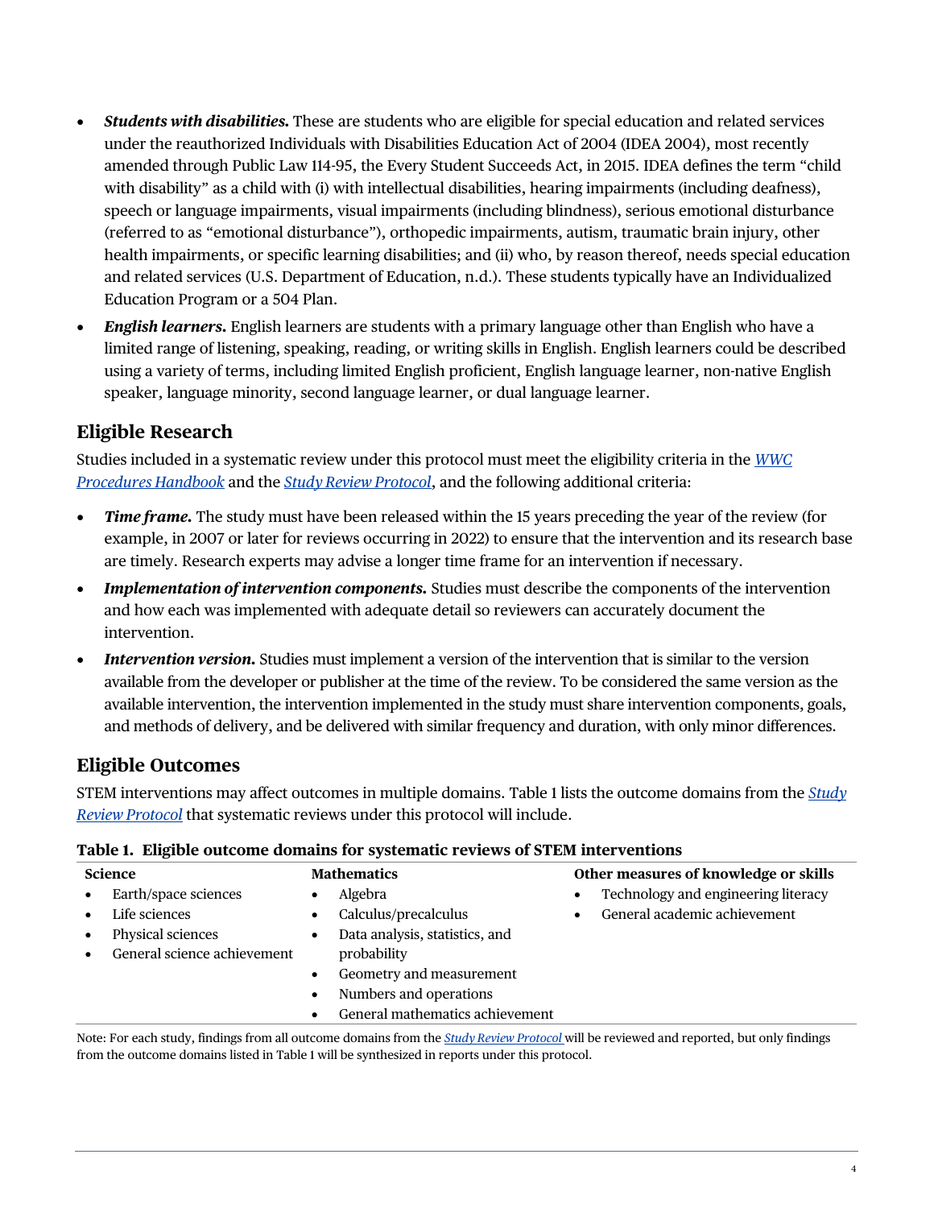- ***Students with disabilities.*** These are students who are eligible for special education and related services under the reauthorized Individuals with Disabilities Education Act of 2004 (IDEA 2004), most recently amended through Public Law 114-95, the Every Student Succeeds Act, in 2015. IDEA defines the term "child with disability" as a child with (i) with intellectual disabilities, hearing impairments (including deafness), speech or language impairments, visual impairments (including blindness), serious emotional disturbance (referred to as "emotional disturbance"), orthopedic impairments, autism, traumatic brain injury, other health impairments, or specific learning disabilities; and (ii) who, by reason thereof, needs special education and related services (U.S. Department of Education, n.d.). These students typically have an Individualized Education Program or a 504 Plan.
- ***English learners.*** English learners are students with a primary language other than English who have a limited range of listening, speaking, reading, or writing skills in English. English learners could be described using a variety of terms, including limited English proficient, English language learner, non-native English speaker, language minority, second language learner, or dual language learner.

## Eligible Research

Studies included in a systematic review under this protocol must meet the eligibility criteria in the *WWC Procedures Handbook* and the *Study Review Protocol*, and the following additional criteria:

- ***Time frame.*** The study must have been released within the 15 years preceding the year of the review (for example, in 2007 or later for reviews occurring in 2022) to ensure that the intervention and its research base are timely. Research experts may advise a longer time frame for an intervention if necessary.
- ***Implementation of intervention components.*** Studies must describe the components of the intervention and how each was implemented with adequate detail so reviewers can accurately document the intervention.
- ***Intervention version.*** Studies must implement a version of the intervention that is similar to the version available from the developer or publisher at the time of the review. To be considered the same version as the available intervention, the intervention implemented in the study must share intervention components, goals, and methods of delivery, and be delivered with similar frequency and duration, with only minor differences.

## Eligible Outcomes

STEM interventions may affect outcomes in multiple domains. Table 1 lists the outcome domains from the *Study Review Protocol* that systematic reviews under this protocol will include.

**Table 1. Eligible outcome domains for systematic reviews of STEM interventions**

| Science | Mathematics | Other measures of knowledge or skills |
|---|---|---|
| • Earth/space sciences | • Algebra | • Technology and engineering literacy |
| • Life sciences | • Calculus/precalculus | • General academic achievement |
| • Physical sciences | • Data analysis, statistics, and probability | |
| • General science achievement | • Geometry and measurement | |
| | • Numbers and operations | |
| | • General mathematics achievement | |

Note: For each study, findings from all outcome domains from the *Study Review Protocol* will be reviewed and reported, but only findings from the outcome domains listed in Table 1 will be synthesized in reports under this protocol.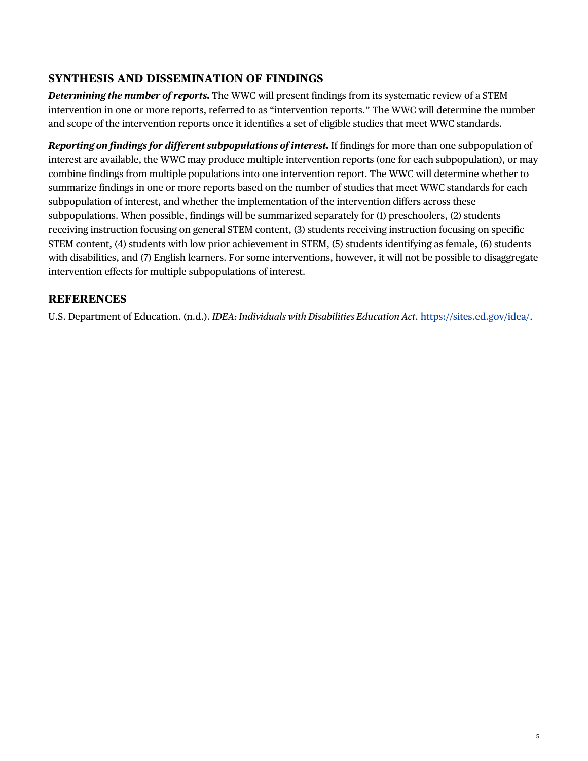## SYNTHESIS AND DISSEMINATION OF FINDINGS

***Determining the number of reports.*** The WWC will present findings from its systematic review of a STEM intervention in one or more reports, referred to as "intervention reports." The WWC will determine the number and scope of the intervention reports once it identifies a set of eligible studies that meet WWC standards.

***Reporting on findings for different subpopulations of interest.*** If findings for more than one subpopulation of interest are available, the WWC may produce multiple intervention reports (one for each subpopulation), or may combine findings from multiple populations into one intervention report. The WWC will determine whether to summarize findings in one or more reports based on the number of studies that meet WWC standards for each subpopulation of interest, and whether the implementation of the intervention differs across these subpopulations. When possible, findings will be summarized separately for (1) preschoolers, (2) students receiving instruction focusing on general STEM content, (3) students receiving instruction focusing on specific STEM content, (4) students with low prior achievement in STEM, (5) students identifying as female, (6) students with disabilities, and (7) English learners. For some interventions, however, it will not be possible to disaggregate intervention effects for multiple subpopulations of interest.

## REFERENCES

U.S. Department of Education. (n.d.). *IDEA: Individuals with Disabilities Education Act*. https://sites.ed.gov/idea/.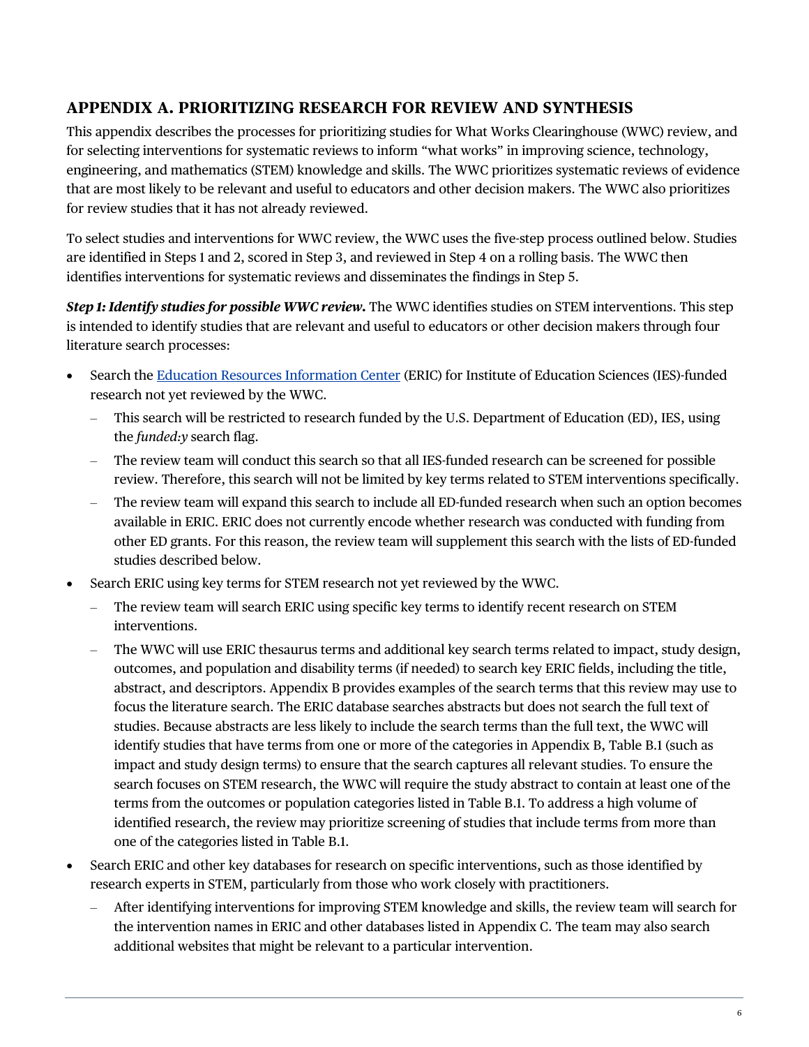## APPENDIX A. PRIORITIZING RESEARCH FOR REVIEW AND SYNTHESIS

This appendix describes the processes for prioritizing studies for What Works Clearinghouse (WWC) review, and for selecting interventions for systematic reviews to inform "what works" in improving science, technology, engineering, and mathematics (STEM) knowledge and skills. The WWC prioritizes systematic reviews of evidence that are most likely to be relevant and useful to educators and other decision makers. The WWC also prioritizes for review studies that it has not already reviewed.

To select studies and interventions for WWC review, the WWC uses the five-step process outlined below. Studies are identified in Steps 1 and 2, scored in Step 3, and reviewed in Step 4 on a rolling basis. The WWC then identifies interventions for systematic reviews and disseminates the findings in Step 5.

***Step 1: Identify studies for possible WWC review.*** The WWC identifies studies on STEM interventions. This step is intended to identify studies that are relevant and useful to educators or other decision makers through four literature search processes:

- Search the Education Resources Information Center (ERIC) for Institute of Education Sciences (IES)-funded research not yet reviewed by the WWC.
  - This search will be restricted to research funded by the U.S. Department of Education (ED), IES, using the *funded:y* search flag.
  - The review team will conduct this search so that all IES-funded research can be screened for possible review. Therefore, this search will not be limited by key terms related to STEM interventions specifically.
  - The review team will expand this search to include all ED-funded research when such an option becomes available in ERIC. ERIC does not currently encode whether research was conducted with funding from other ED grants. For this reason, the review team will supplement this search with the lists of ED-funded studies described below.
- Search ERIC using key terms for STEM research not yet reviewed by the WWC.
  - The review team will search ERIC using specific key terms to identify recent research on STEM interventions.
  - The WWC will use ERIC thesaurus terms and additional key search terms related to impact, study design, outcomes, and population and disability terms (if needed) to search key ERIC fields, including the title, abstract, and descriptors. Appendix B provides examples of the search terms that this review may use to focus the literature search. The ERIC database searches abstracts but does not search the full text of studies. Because abstracts are less likely to include the search terms than the full text, the WWC will identify studies that have terms from one or more of the categories in Appendix B, Table B.1 (such as impact and study design terms) to ensure that the search captures all relevant studies. To ensure the search focuses on STEM research, the WWC will require the study abstract to contain at least one of the terms from the outcomes or population categories listed in Table B.1. To address a high volume of identified research, the review may prioritize screening of studies that include terms from more than one of the categories listed in Table B.1.
- Search ERIC and other key databases for research on specific interventions, such as those identified by research experts in STEM, particularly from those who work closely with practitioners.
  - After identifying interventions for improving STEM knowledge and skills, the review team will search for the intervention names in ERIC and other databases listed in Appendix C. The team may also search additional websites that might be relevant to a particular intervention.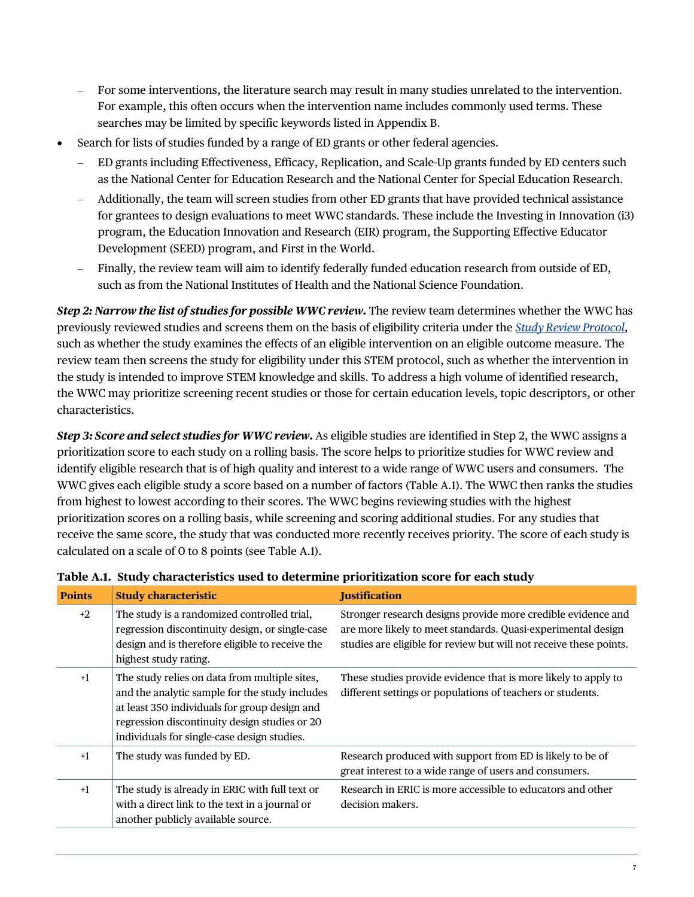- For some interventions, the literature search may result in many studies unrelated to the intervention. For example, this often occurs when the intervention name includes commonly used terms. These searches may be limited by specific keywords listed in Appendix B.
- Search for lists of studies funded by a range of ED grants or other federal agencies.
  - ED grants including Effectiveness, Efficacy, Replication, and Scale-Up grants funded by ED centers such as the National Center for Education Research and the National Center for Special Education Research.
  - Additionally, the team will screen studies from other ED grants that have provided technical assistance for grantees to design evaluations to meet WWC standards. These include the Investing in Innovation (i3) program, the Education Innovation and Research (EIR) program, the Supporting Effective Educator Development (SEED) program, and First in the World.
  - Finally, the review team will aim to identify federally funded education research from outside of ED, such as from the National Institutes of Health and the National Science Foundation.

***Step 2: Narrow the list of studies for possible WWC review.*** The review team determines whether the WWC has previously reviewed studies and screens them on the basis of eligibility criteria under the *Study Review Protocol*, such as whether the study examines the effects of an eligible intervention on an eligible outcome measure. The review team then screens the study for eligibility under this STEM protocol, such as whether the intervention in the study is intended to improve STEM knowledge and skills. To address a high volume of identified research, the WWC may prioritize screening recent studies or those for certain education levels, topic descriptors, or other characteristics.

***Step 3: Score and select studies for WWC review.*** As eligible studies are identified in Step 2, the WWC assigns a prioritization score to each study on a rolling basis. The score helps to prioritize studies for WWC review and identify eligible research that is of high quality and interest to a wide range of WWC users and consumers. The WWC gives each eligible study a score based on a number of factors (Table A.1). The WWC then ranks the studies from highest to lowest according to their scores. The WWC begins reviewing studies with the highest prioritization scores on a rolling basis, while screening and scoring additional studies. For any studies that receive the same score, the study that was conducted more recently receives priority. The score of each study is calculated on a scale of 0 to 8 points (see Table A.1).

**Table A.1. Study characteristics used to determine prioritization score for each study**

| Points | Study characteristic | Justification |
|---|---|---|
| +2 | The study is a randomized controlled trial, regression discontinuity design, or single-case design and is therefore eligible to receive the highest study rating. | Stronger research designs provide more credible evidence and are more likely to meet standards. Quasi-experimental design studies are eligible for review but will not receive these points. |
| +1 | The study relies on data from multiple sites, and the analytic sample for the study includes at least 350 individuals for group design and regression discontinuity design studies or 20 individuals for single-case design studies. | These studies provide evidence that is more likely to apply to different settings or populations of teachers or students. |
| +1 | The study was funded by ED. | Research produced with support from ED is likely to be of great interest to a wide range of users and consumers. |
| +1 | The study is already in ERIC with full text or with a direct link to the text in a journal or another publicly available source. | Research in ERIC is more accessible to educators and other decision makers. |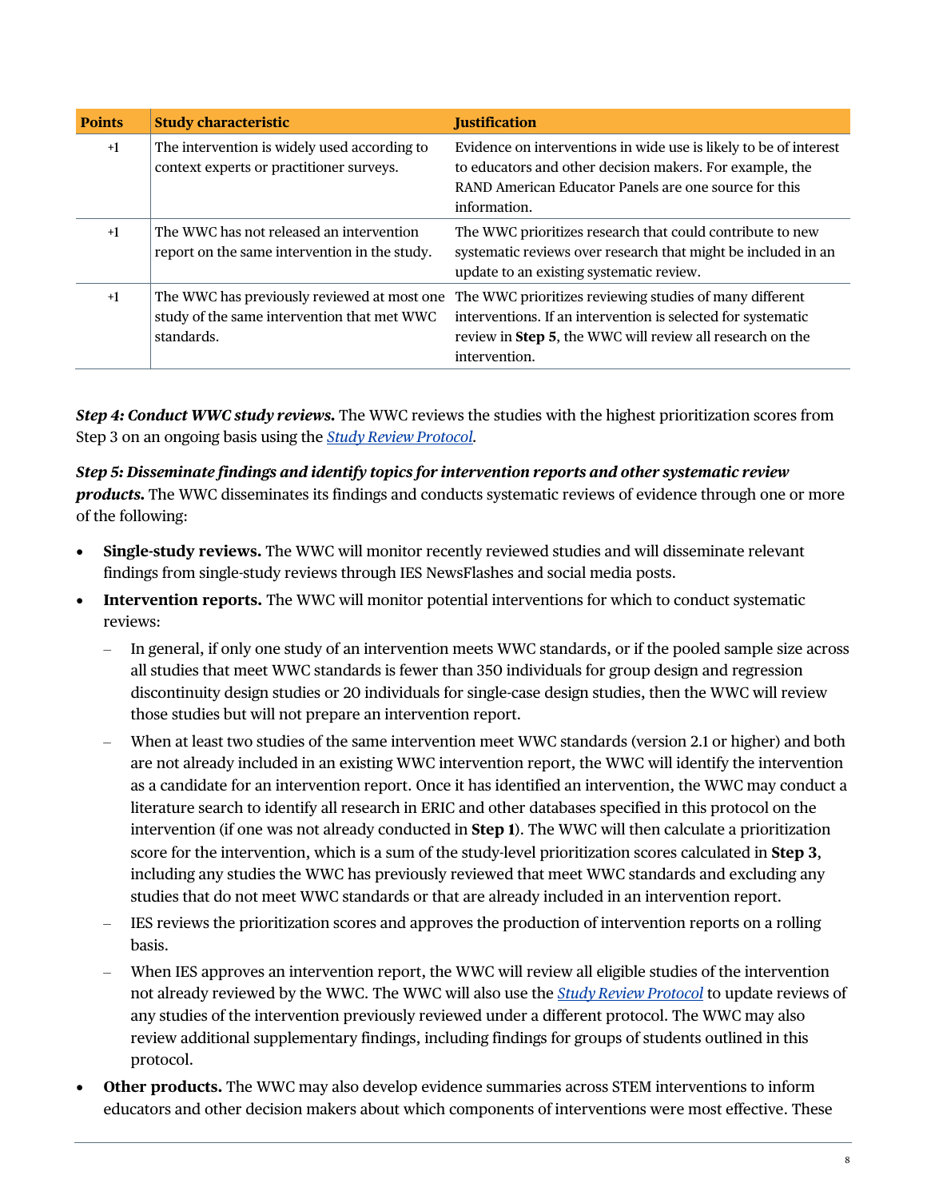| Points | Study characteristic | Justification |
|---|---|---|
| +1 | The intervention is widely used according to context experts or practitioner surveys. | Evidence on interventions in wide use is likely to be of interest to educators and other decision makers. For example, the RAND American Educator Panels are one source for this information. |
| +1 | The WWC has not released an intervention report on the same intervention in the study. | The WWC prioritizes research that could contribute to new systematic reviews over research that might be included in an update to an existing systematic review. |
| +1 | The WWC has previously reviewed at most one study of the same intervention that met WWC standards. | The WWC prioritizes reviewing studies of many different interventions. If an intervention is selected for systematic review in **Step 5**, the WWC will review all research on the intervention. |

***Step 4: Conduct WWC study reviews.*** The WWC reviews the studies with the highest prioritization scores from Step 3 on an ongoing basis using the *Study Review Protocol*.

***Step 5: Disseminate findings and identify topics for intervention reports and other systematic review products.*** The WWC disseminates its findings and conducts systematic reviews of evidence through one or more of the following:

- **Single-study reviews.** The WWC will monitor recently reviewed studies and will disseminate relevant findings from single-study reviews through IES NewsFlashes and social media posts.
- **Intervention reports.** The WWC will monitor potential interventions for which to conduct systematic reviews:
  - In general, if only one study of an intervention meets WWC standards, or if the pooled sample size across all studies that meet WWC standards is fewer than 350 individuals for group design and regression discontinuity design studies or 20 individuals for single-case design studies, then the WWC will review those studies but will not prepare an intervention report.
  - When at least two studies of the same intervention meet WWC standards (version 2.1 or higher) and both are not already included in an existing WWC intervention report, the WWC will identify the intervention as a candidate for an intervention report. Once it has identified an intervention, the WWC may conduct a literature search to identify all research in ERIC and other databases specified in this protocol on the intervention (if one was not already conducted in **Step 1**). The WWC will then calculate a prioritization score for the intervention, which is a sum of the study-level prioritization scores calculated in **Step 3**, including any studies the WWC has previously reviewed that meet WWC standards and excluding any studies that do not meet WWC standards or that are already included in an intervention report.
  - IES reviews the prioritization scores and approves the production of intervention reports on a rolling basis.
  - When IES approves an intervention report, the WWC will review all eligible studies of the intervention not already reviewed by the WWC. The WWC will also use the *Study Review Protocol* to update reviews of any studies of the intervention previously reviewed under a different protocol. The WWC may also review additional supplementary findings, including findings for groups of students outlined in this protocol.
- **Other products.** The WWC may also develop evidence summaries across STEM interventions to inform educators and other decision makers about which components of interventions were most effective. These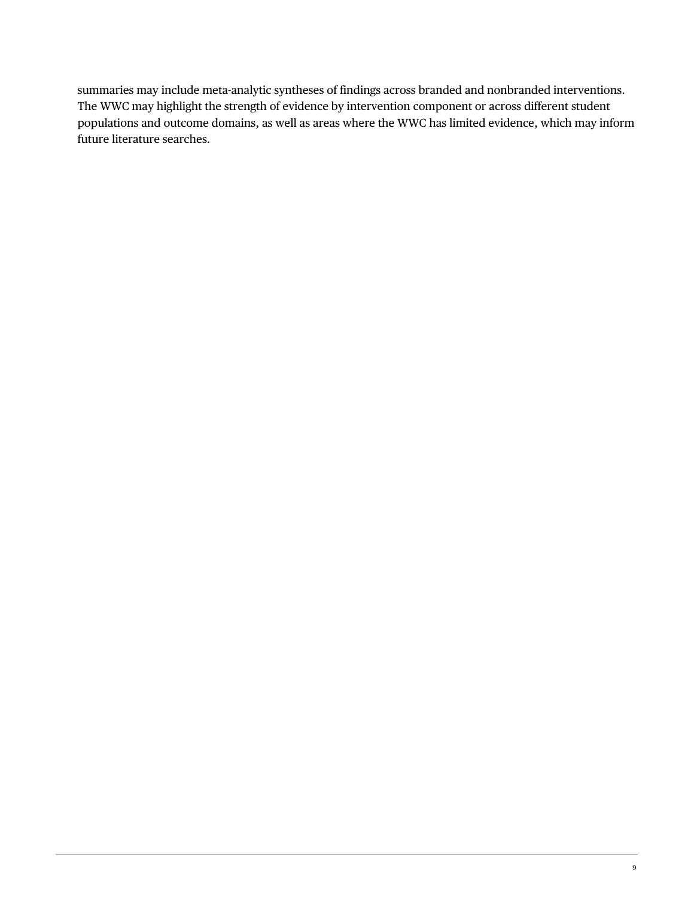summaries may include meta-analytic syntheses of findings across branded and nonbranded interventions. The WWC may highlight the strength of evidence by intervention component or across different student populations and outcome domains, as well as areas where the WWC has limited evidence, which may inform future literature searches.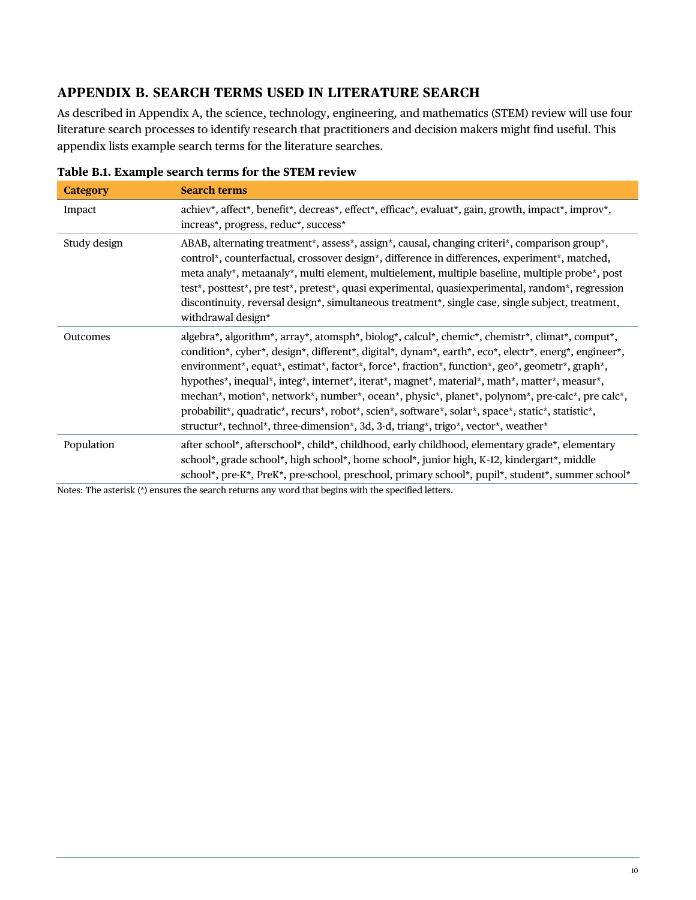## APPENDIX B. SEARCH TERMS USED IN LITERATURE SEARCH

As described in Appendix A, the science, technology, engineering, and mathematics (STEM) review will use four literature search processes to identify research that practitioners and decision makers might find useful. This appendix lists example search terms for the literature searches.

**Table B.1. Example search terms for the STEM review**

| Category | Search terms |
|---|---|
| Impact | achiev*, affect*, benefit*, decreas*, effect*, efficac*, evaluat*, gain, growth, impact*, improv*, increas*, progress, reduc*, success* |
| Study design | ABAB, alternating treatment*, assess*, assign*, causal, changing criteri*, comparison group*, control*, counterfactual, crossover design*, difference in differences, experiment*, matched, meta analy*, metaanaly*, multi element, multielement, multiple baseline, multiple probe*, post test*, posttest*, pre test*, pretest*, quasi experimental, quasiexperimental, random*, regression discontinuity, reversal design*, simultaneous treatment*, single case, single subject, treatment, withdrawal design* |
| Outcomes | algebra*, algorithm*, array*, atomsph*, biolog*, calcul*, chemic*, chemistr*, climat*, comput*, condition*, cyber*, design*, different*, digital*, dynam*, earth*, eco*, electr*, energ*, engineer*, environment*, equat*, estimat*, factor*, force*, fraction*, function*, geo*, geometr*, graph*, hypothes*, inequal*, integ*, internet*, iterat*, magnet*, material*, math*, matter*, measur*, mechan*, motion*, network*, number*, ocean*, physic*, planet*, polynom*, pre-calc*, pre calc*, probabilit*, quadratic*, recurs*, robot*, scien*, software*, solar*, space*, static*, statistic*, structur*, technol*, three-dimension*, 3d, 3-d, triang*, trigo*, vector*, weather* |
| Population | after school*, afterschool*, child*, childhood, early childhood, elementary grade*, elementary school*, grade school*, high school*, home school*, junior high, K-12, kindergart*, middle school*, pre-K*, PreK*, pre-school, preschool, primary school*, pupil*, student*, summer school* |

Notes: The asterisk (*) ensures the search returns any word that begins with the specified letters.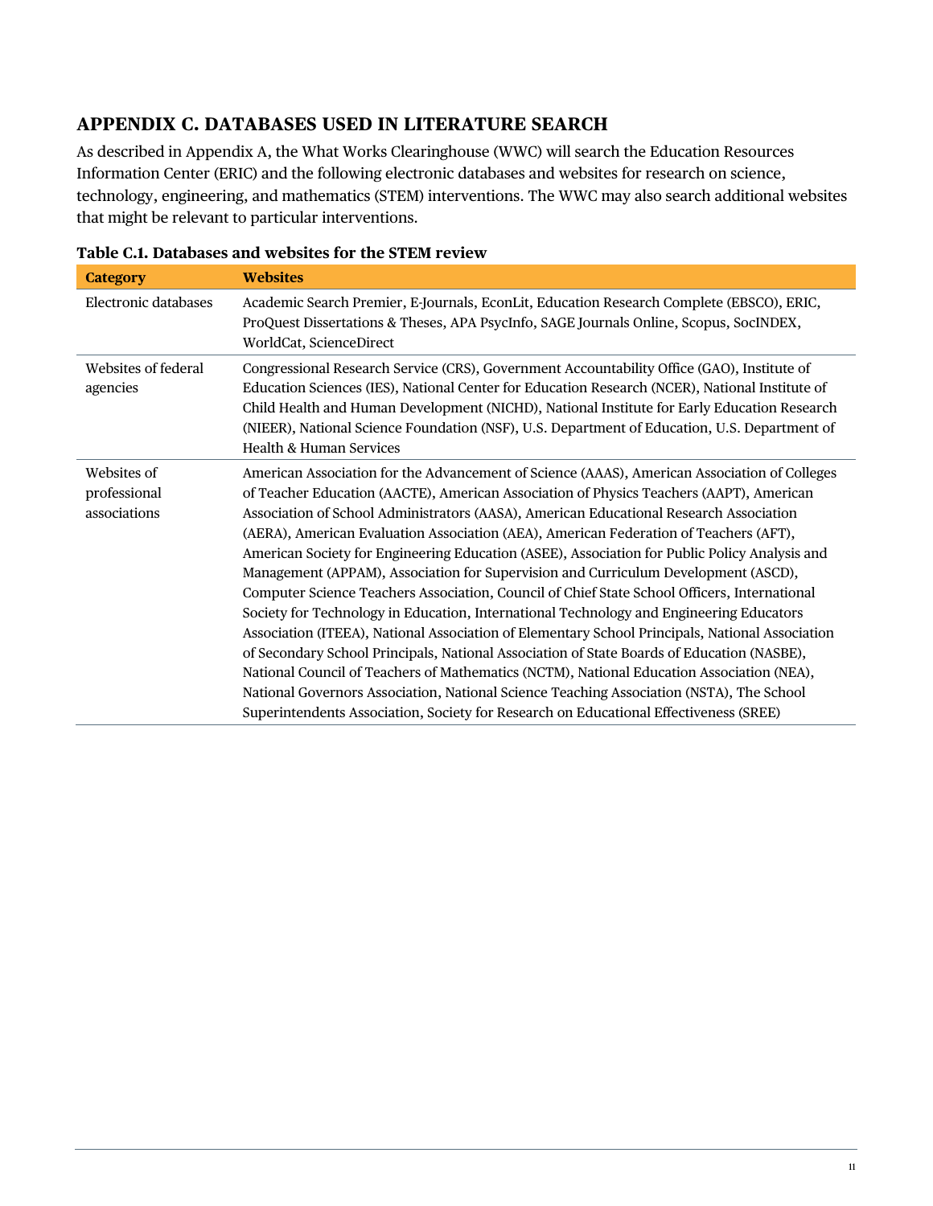## APPENDIX C. DATABASES USED IN LITERATURE SEARCH

As described in Appendix A, the What Works Clearinghouse (WWC) will search the Education Resources Information Center (ERIC) and the following electronic databases and websites for research on science, technology, engineering, and mathematics (STEM) interventions. The WWC may also search additional websites that might be relevant to particular interventions.

**Table C.1. Databases and websites for the STEM review**

| Category | Websites |
| --- | --- |
| Electronic databases | Academic Search Premier, E-Journals, EconLit, Education Research Complete (EBSCO), ERIC, ProQuest Dissertations & Theses, APA PsycInfo, SAGE Journals Online, Scopus, SocINDEX, WorldCat, ScienceDirect |
| Websites of federal agencies | Congressional Research Service (CRS), Government Accountability Office (GAO), Institute of Education Sciences (IES), National Center for Education Research (NCER), National Institute of Child Health and Human Development (NICHD), National Institute for Early Education Research (NIEER), National Science Foundation (NSF), U.S. Department of Education, U.S. Department of Health & Human Services |
| Websites of professional associations | American Association for the Advancement of Science (AAAS), American Association of Colleges of Teacher Education (AACTE), American Association of Physics Teachers (AAPT), American Association of School Administrators (AASA), American Educational Research Association (AERA), American Evaluation Association (AEA), American Federation of Teachers (AFT), American Society for Engineering Education (ASEE), Association for Public Policy Analysis and Management (APPAM), Association for Supervision and Curriculum Development (ASCD), Computer Science Teachers Association, Council of Chief State School Officers, International Society for Technology in Education, International Technology and Engineering Educators Association (ITEEA), National Association of Elementary School Principals, National Association of Secondary School Principals, National Association of State Boards of Education (NASBE), National Council of Teachers of Mathematics (NCTM), National Education Association (NEA), National Governors Association, National Science Teaching Association (NSTA), The School Superintendents Association, Society for Research on Educational Effectiveness (SREE) |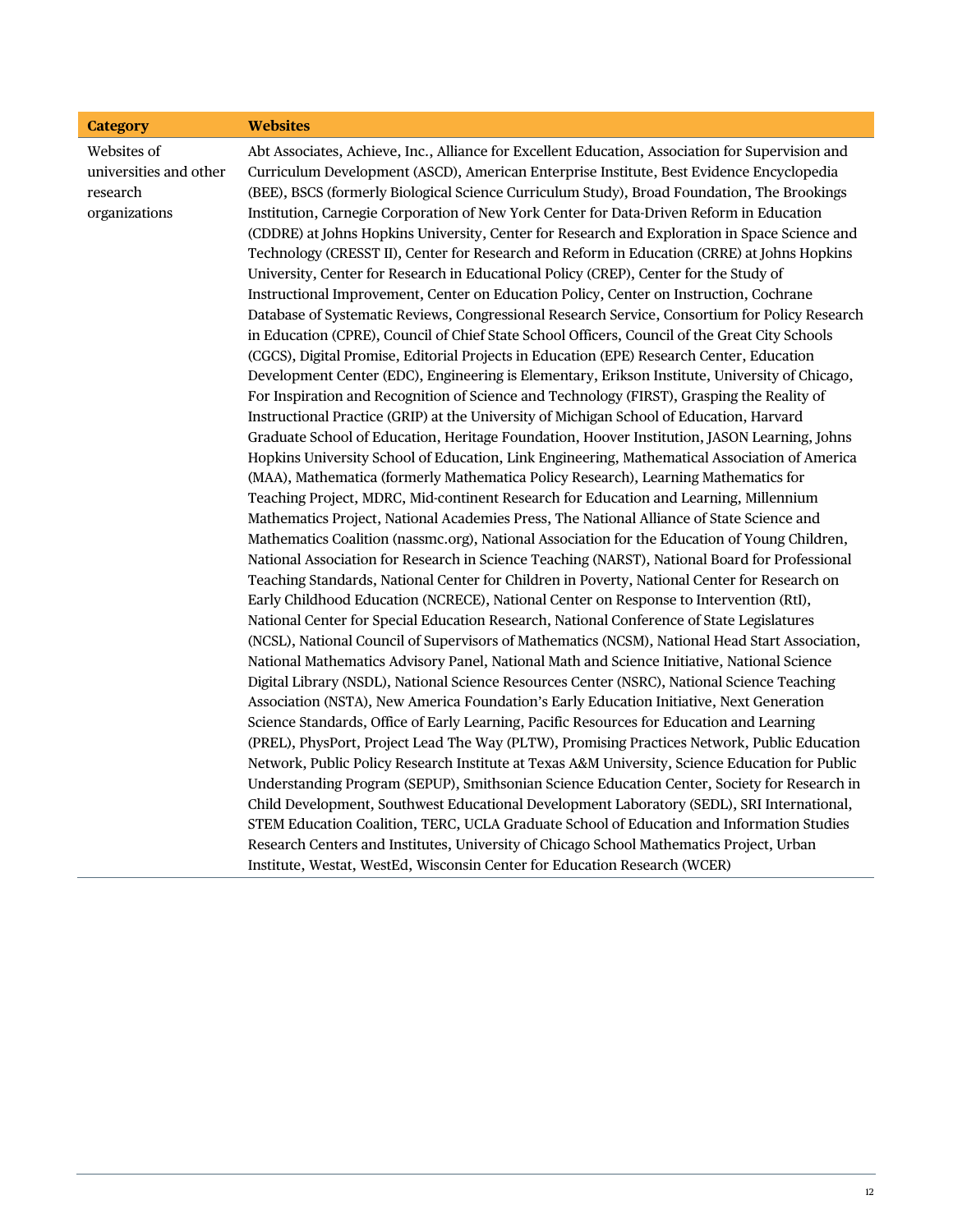| Category | Websites |
|---|---|
| Websites of universities and other research organizations | Abt Associates, Achieve, Inc., Alliance for Excellent Education, Association for Supervision and Curriculum Development (ASCD), American Enterprise Institute, Best Evidence Encyclopedia (BEE), BSCS (formerly Biological Science Curriculum Study), Broad Foundation, The Brookings Institution, Carnegie Corporation of New York Center for Data-Driven Reform in Education (CDDRE) at Johns Hopkins University, Center for Research and Exploration in Space Science and Technology (CRESST II), Center for Research and Reform in Education (CRRE) at Johns Hopkins University, Center for Research in Educational Policy (CREP), Center for the Study of Instructional Improvement, Center on Education Policy, Center on Instruction, Cochrane Database of Systematic Reviews, Congressional Research Service, Consortium for Policy Research in Education (CPRE), Council of Chief State School Officers, Council of the Great City Schools (CGCS), Digital Promise, Editorial Projects in Education (EPE) Research Center, Education Development Center (EDC), Engineering is Elementary, Erikson Institute, University of Chicago, For Inspiration and Recognition of Science and Technology (FIRST), Grasping the Reality of Instructional Practice (GRIP) at the University of Michigan School of Education, Harvard Graduate School of Education, Heritage Foundation, Hoover Institution, JASON Learning, Johns Hopkins University School of Education, Link Engineering, Mathematical Association of America (MAA), Mathematica (formerly Mathematica Policy Research), Learning Mathematics for Teaching Project, MDRC, Mid-continent Research for Education and Learning, Millennium Mathematics Project, National Academies Press, The National Alliance of State Science and Mathematics Coalition (nassmc.org), National Association for the Education of Young Children, National Association for Research in Science Teaching (NARST), National Board for Professional Teaching Standards, National Center for Children in Poverty, National Center for Research on Early Childhood Education (NCRECE), National Center on Response to Intervention (RtI), National Center for Special Education Research, National Conference of State Legislatures (NCSL), National Council of Supervisors of Mathematics (NCSM), National Head Start Association, National Mathematics Advisory Panel, National Math and Science Initiative, National Science Digital Library (NSDL), National Science Resources Center (NSRC), National Science Teaching Association (NSTA), New America Foundation's Early Education Initiative, Next Generation Science Standards, Office of Early Learning, Pacific Resources for Education and Learning (PREL), PhysPort, Project Lead The Way (PLTW), Promising Practices Network, Public Education Network, Public Policy Research Institute at Texas A&M University, Science Education for Public Understanding Program (SEPUP), Smithsonian Science Education Center, Society for Research in Child Development, Southwest Educational Development Laboratory (SEDL), SRI International, STEM Education Coalition, TERC, UCLA Graduate School of Education and Information Studies Research Centers and Institutes, University of Chicago School Mathematics Project, Urban Institute, Westat, WestEd, Wisconsin Center for Education Research (WCER) |